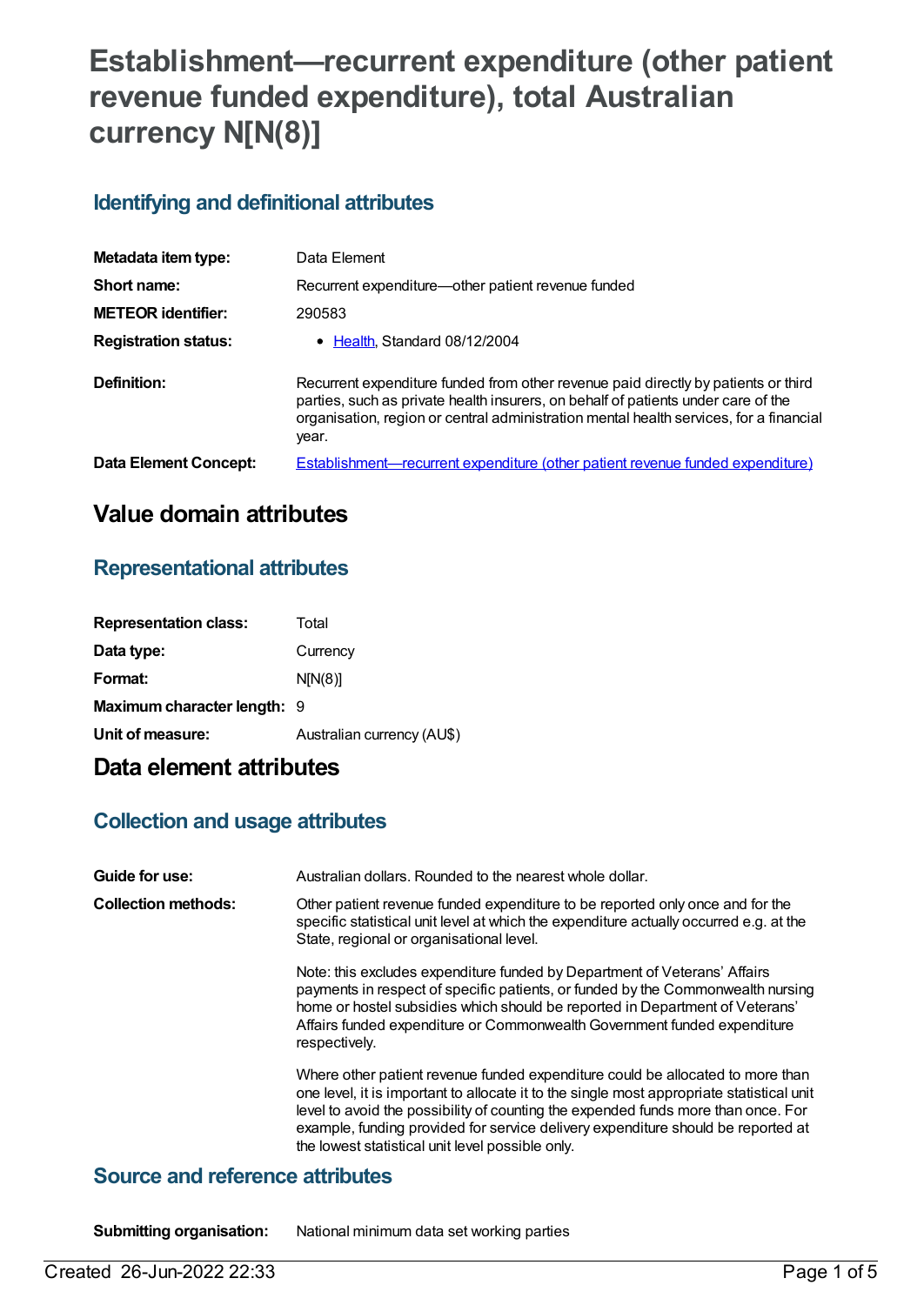# Establishment—recurrent expenditure (other patient revenue funded expenditure), total Australian currency N[N(8)]

## Identifying and definitional attributes

| | |
|---|---|
| **Metadata item type:** | Data Element |
| **Short name:** | Recurrent expenditure—other patient revenue funded |
| **METEOR identifier:** | 290583 |
| **Registration status:** | • Health, Standard 08/12/2004 |
| **Definition:** | Recurrent expenditure funded from other revenue paid directly by patients or third parties, such as private health insurers, on behalf of patients under care of the organisation, region or central administration mental health services, for a financial year. |
| **Data Element Concept:** | Establishment—recurrent expenditure (other patient revenue funded expenditure) |

# Value domain attributes

## Representational attributes

| | |
|---|---|
| **Representation class:** | Total |
| **Data type:** | Currency |
| **Format:** | N[N(8)] |
| **Maximum character length:** | 9 |
| **Unit of measure:** | Australian currency (AU$) |

# Data element attributes

## Collection and usage attributes

**Guide for use:** Australian dollars. Rounded to the nearest whole dollar.

**Collection methods:** Other patient revenue funded expenditure to be reported only once and for the specific statistical unit level at which the expenditure actually occurred e.g. at the State, regional or organisational level.

Note: this excludes expenditure funded by Department of Veterans' Affairs payments in respect of specific patients, or funded by the Commonwealth nursing home or hostel subsidies which should be reported in Department of Veterans' Affairs funded expenditure or Commonwealth Government funded expenditure respectively.

Where other patient revenue funded expenditure could be allocated to more than one level, it is important to allocate it to the single most appropriate statistical unit level to avoid the possibility of counting the expended funds more than once. For example, funding provided for service delivery expenditure should be reported at the lowest statistical unit level possible only.

## Source and reference attributes

**Submitting organisation:** National minimum data set working parties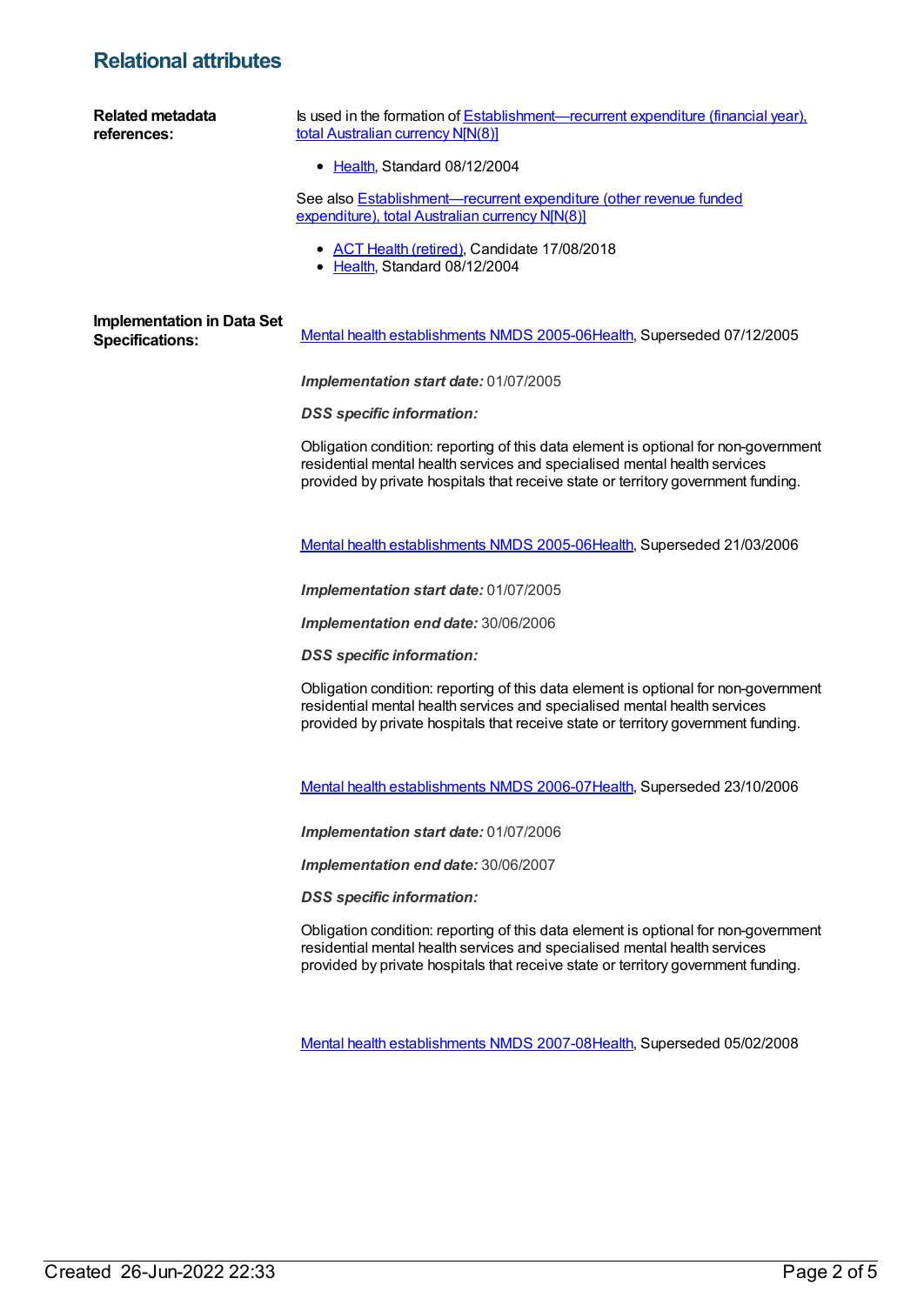## Relational attributes

**Related metadata references:**

Is used in the formation of Establishment—recurrent expenditure (financial year), total Australian currency N[N(8)]

- Health, Standard 08/12/2004

See also Establishment—recurrent expenditure (other revenue funded expenditure), total Australian currency N[N(8)]

- ACT Health (retired), Candidate 17/08/2018
- Health, Standard 08/12/2004

**Implementation in Data Set Specifications:**

Mental health establishments NMDS 2005-06Health, Superseded 07/12/2005

***Implementation start date:*** 01/07/2005

***DSS specific information:***

Obligation condition: reporting of this data element is optional for non-government residential mental health services and specialised mental health services provided by private hospitals that receive state or territory government funding.

Mental health establishments NMDS 2005-06Health, Superseded 21/03/2006

***Implementation start date:*** 01/07/2005

***Implementation end date:*** 30/06/2006

***DSS specific information:***

Obligation condition: reporting of this data element is optional for non-government residential mental health services and specialised mental health services provided by private hospitals that receive state or territory government funding.

Mental health establishments NMDS 2006-07Health, Superseded 23/10/2006

***Implementation start date:*** 01/07/2006

***Implementation end date:*** 30/06/2007

***DSS specific information:***

Obligation condition: reporting of this data element is optional for non-government residential mental health services and specialised mental health services provided by private hospitals that receive state or territory government funding.

Mental health establishments NMDS 2007-08Health, Superseded 05/02/2008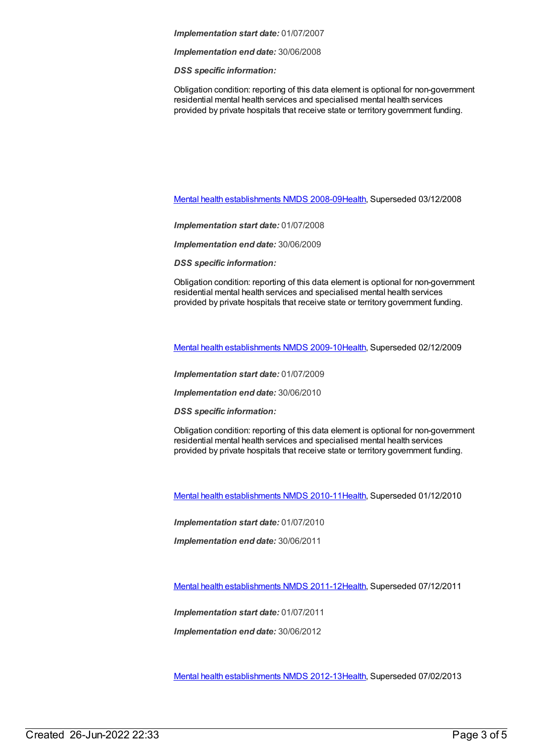***Implementation start date:*** 01/07/2007

***Implementation end date:*** 30/06/2008

***DSS specific information:***

Obligation condition: reporting of this data element is optional for non-government residential mental health services and specialised mental health services provided by private hospitals that receive state or territory government funding.

[Mental health establishments NMDS 2008-09Health](), Superseded 03/12/2008

***Implementation start date:*** 01/07/2008

***Implementation end date:*** 30/06/2009

***DSS specific information:***

Obligation condition: reporting of this data element is optional for non-government residential mental health services and specialised mental health services provided by private hospitals that receive state or territory government funding.

[Mental health establishments NMDS 2009-10Health](), Superseded 02/12/2009

***Implementation start date:*** 01/07/2009

***Implementation end date:*** 30/06/2010

***DSS specific information:***

Obligation condition: reporting of this data element is optional for non-government residential mental health services and specialised mental health services provided by private hospitals that receive state or territory government funding.

[Mental health establishments NMDS 2010-11Health](), Superseded 01/12/2010

***Implementation start date:*** 01/07/2010

***Implementation end date:*** 30/06/2011

[Mental health establishments NMDS 2011-12Health](), Superseded 07/12/2011

***Implementation start date:*** 01/07/2011

***Implementation end date:*** 30/06/2012

[Mental health establishments NMDS 2012-13Health](), Superseded 07/02/2013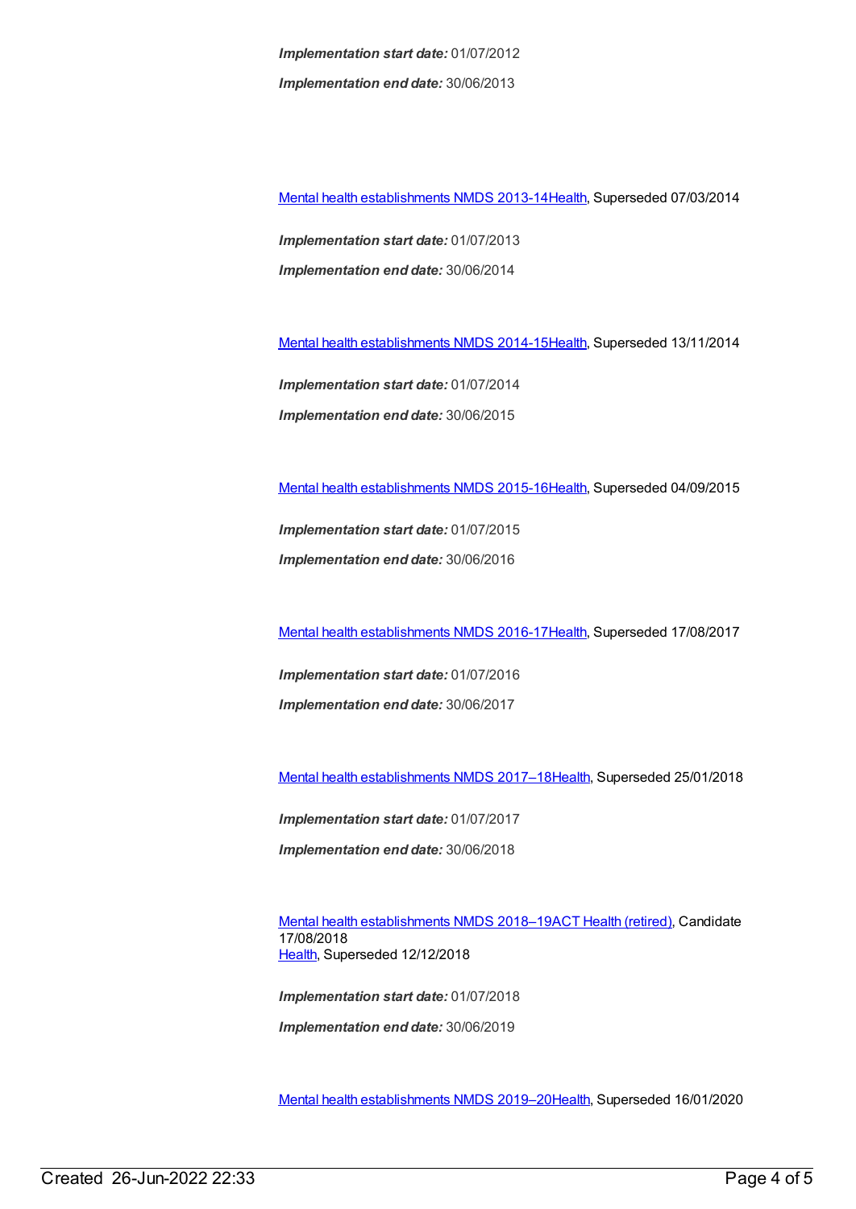***Implementation start date:*** 01/07/2012

***Implementation end date:*** 30/06/2013

Mental health establishments NMDS 2013-14Health, Superseded 07/03/2014

***Implementation start date:*** 01/07/2013

***Implementation end date:*** 30/06/2014

Mental health establishments NMDS 2014-15Health, Superseded 13/11/2014

***Implementation start date:*** 01/07/2014

***Implementation end date:*** 30/06/2015

Mental health establishments NMDS 2015-16Health, Superseded 04/09/2015

***Implementation start date:*** 01/07/2015

***Implementation end date:*** 30/06/2016

Mental health establishments NMDS 2016-17Health, Superseded 17/08/2017

***Implementation start date:*** 01/07/2016

***Implementation end date:*** 30/06/2017

Mental health establishments NMDS 2017–18Health, Superseded 25/01/2018

***Implementation start date:*** 01/07/2017

***Implementation end date:*** 30/06/2018

Mental health establishments NMDS 2018–19ACT Health (retired), Candidate 17/08/2018
Health, Superseded 12/12/2018

***Implementation start date:*** 01/07/2018

***Implementation end date:*** 30/06/2019

Mental health establishments NMDS 2019–20Health, Superseded 16/01/2020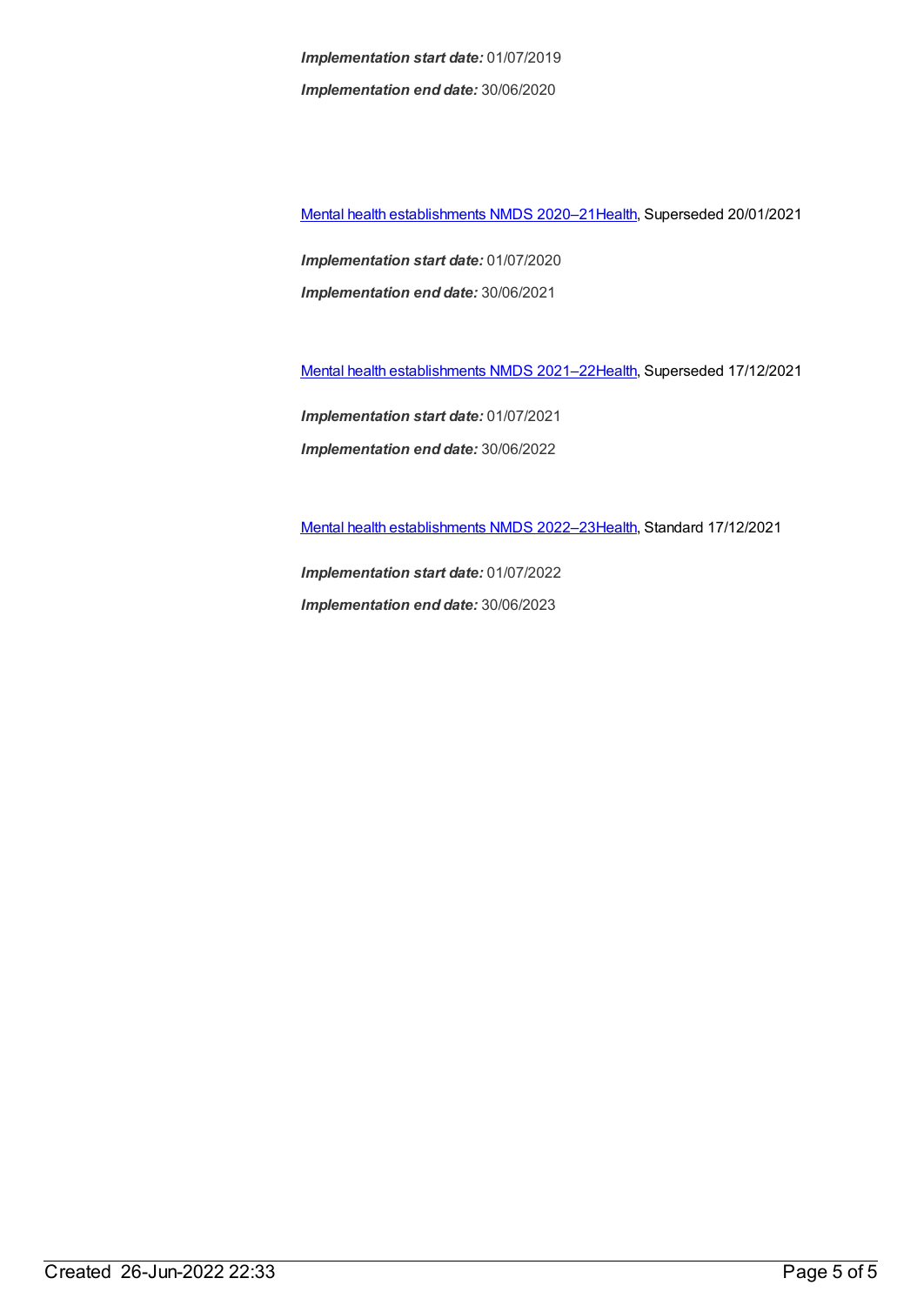***Implementation start date:*** 01/07/2019

***Implementation end date:*** 30/06/2020

Mental health establishments NMDS 2020–21Health, Superseded 20/01/2021

***Implementation start date:*** 01/07/2020

***Implementation end date:*** 30/06/2021

Mental health establishments NMDS 2021–22Health, Superseded 17/12/2021

***Implementation start date:*** 01/07/2021

***Implementation end date:*** 30/06/2022

Mental health establishments NMDS 2022–23Health, Standard 17/12/2021

***Implementation start date:*** 01/07/2022

***Implementation end date:*** 30/06/2023